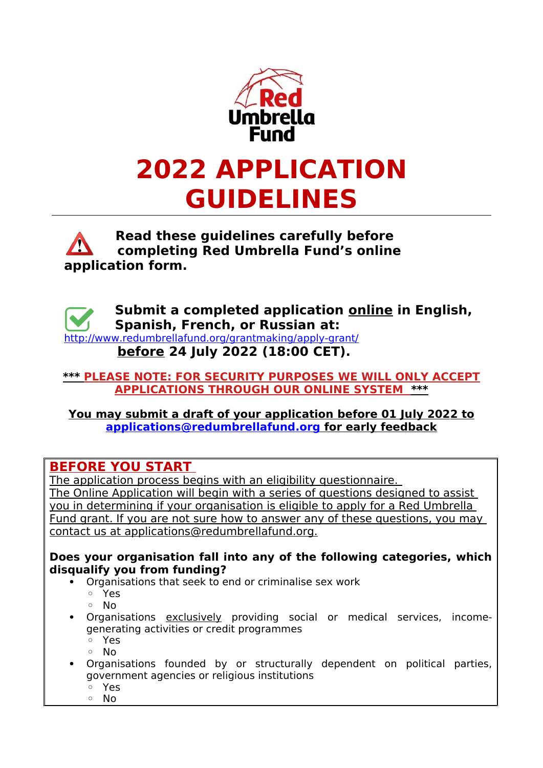Red Umbrella Fund

# 2022 APPLICATION GUIDELINES

**Read these guidelines carefully before completing Red Umbrella Fund's online application form.**

**Submit a completed application online in English, Spanish, French, or Russian at:**
http://www.redumbrellafund.org/grantmaking/apply-grant/
**before 24 July 2022 (18:00 CET).**

**\*\*\* PLEASE NOTE: FOR SECURITY PURPOSES WE WILL ONLY ACCEPT APPLICATIONS THROUGH OUR ONLINE SYSTEM \*\*\***

**You may submit a draft of your application before 01 July 2022 to applications@redumbrellafund.org for early feedback**

## BEFORE YOU START

The application process begins with an eligibility questionnaire.
The Online Application will begin with a series of questions designed to assist you in determining if your organisation is eligible to apply for a Red Umbrella Fund grant. If you are not sure how to answer any of these questions, you may contact us at applications@redumbrellafund.org.

**Does your organisation fall into any of the following categories, which disqualify you from funding?**

- Organisations that seek to end or criminalise sex work
  - Yes
  - No
- Organisations exclusively providing social or medical services, income-generating activities or credit programmes
  - Yes
  - No
- Organisations founded by or structurally dependent on political parties, government agencies or religious institutions
  - Yes
  - No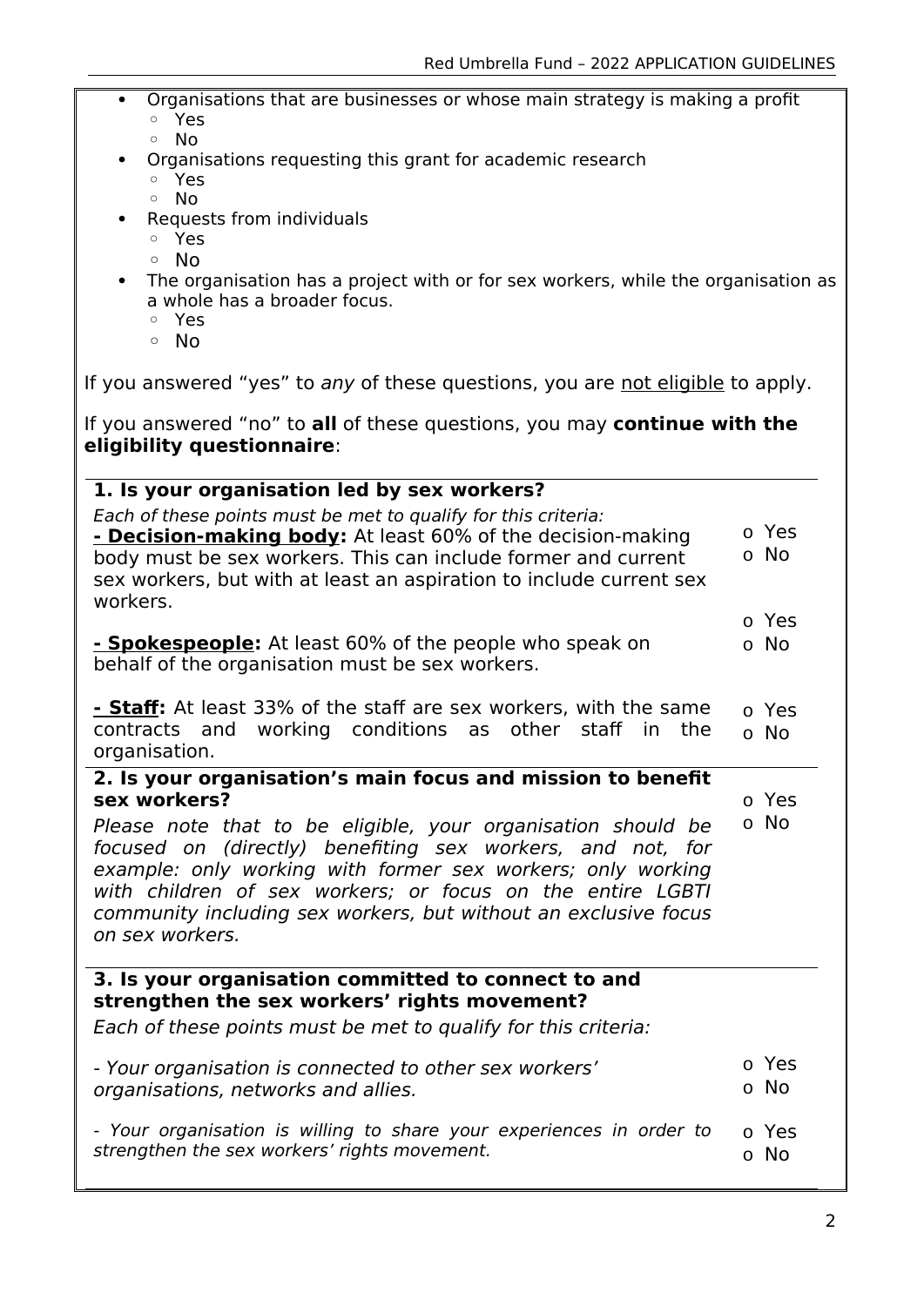- Organisations that are businesses or whose main strategy is making a profit
  - Yes
  - No
- Organisations requesting this grant for academic research
  - Yes
  - No
- Requests from individuals
  - Yes
  - No
- The organisation has a project with or for sex workers, while the organisation as a whole has a broader focus.
  - Yes
  - No

If you answered "yes" to *any* of these questions, you are not eligible to apply.

If you answered "no" to **all** of these questions, you may **continue with the eligibility questionnaire**:

**1. Is your organisation led by sex workers?**

*Each of these points must be met to qualify for this criteria:*

**- Decision-making body:** At least 60% of the decision-making body must be sex workers. This can include former and current sex workers, but with at least an aspiration to include current sex workers.
- o Yes
- o No

**- Spokespeople:** At least 60% of the people who speak on behalf of the organisation must be sex workers.
- o Yes
- o No

**- Staff:** At least 33% of the staff are sex workers, with the same contracts and working conditions as other staff in the organisation.
- o Yes
- o No

**2. Is your organisation's main focus and mission to benefit sex workers?**

*Please note that to be eligible, your organisation should be focused on (directly) benefiting sex workers, and not, for example: only working with former sex workers; only working with children of sex workers; or focus on the entire LGBTI community including sex workers, but without an exclusive focus on sex workers.*
- o Yes
- o No

**3. Is your organisation committed to connect to and strengthen the sex workers' rights movement?**

*Each of these points must be met to qualify for this criteria:*

*- Your organisation is connected to other sex workers' organisations, networks and allies.*
- o Yes
- o No

*- Your organisation is willing to share your experiences in order to strengthen the sex workers' rights movement.*
- o Yes
- o No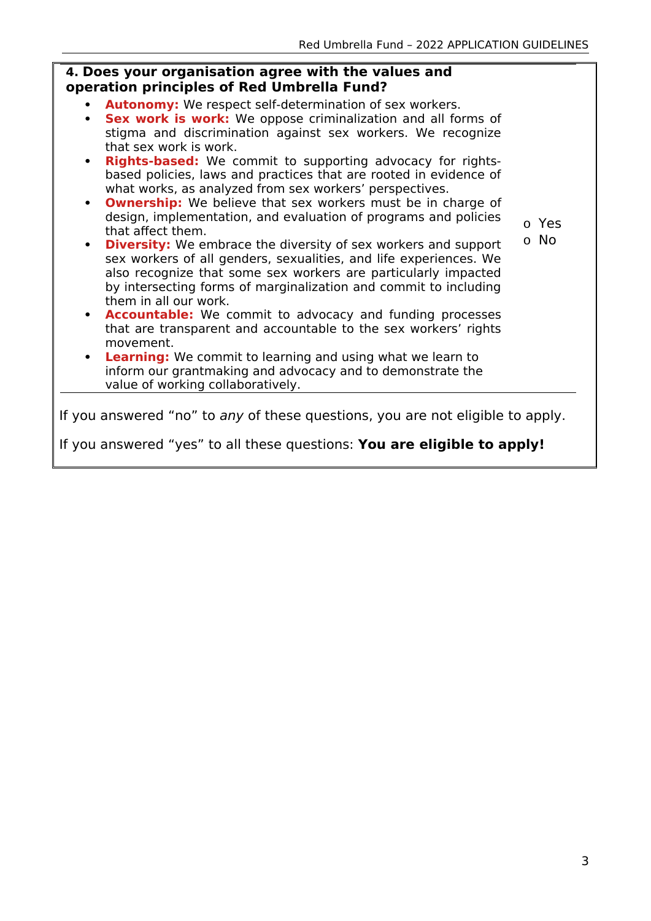**4. Does your organisation agree with the values and operation principles of Red Umbrella Fund?**

- **Autonomy:** We respect self-determination of sex workers.
- **Sex work is work:** We oppose criminalization and all forms of stigma and discrimination against sex workers. We recognize that sex work is work.
- **Rights-based:** We commit to supporting advocacy for rights-based policies, laws and practices that are rooted in evidence of what works, as analyzed from sex workers' perspectives.
- **Ownership:** We believe that sex workers must be in charge of design, implementation, and evaluation of programs and policies that affect them.
- **Diversity:** We embrace the diversity of sex workers and support sex workers of all genders, sexualities, and life experiences. We also recognize that some sex workers are particularly impacted by intersecting forms of marginalization and commit to including them in all our work.
- **Accountable:** We commit to advocacy and funding processes that are transparent and accountable to the sex workers' rights movement.
- **Learning:** We commit to learning and using what we learn to inform our grantmaking and advocacy and to demonstrate the value of working collaboratively.

o Yes
o No

If you answered "no" to *any* of these questions, you are not eligible to apply.

If you answered "yes" to all these questions: **You are eligible to apply!**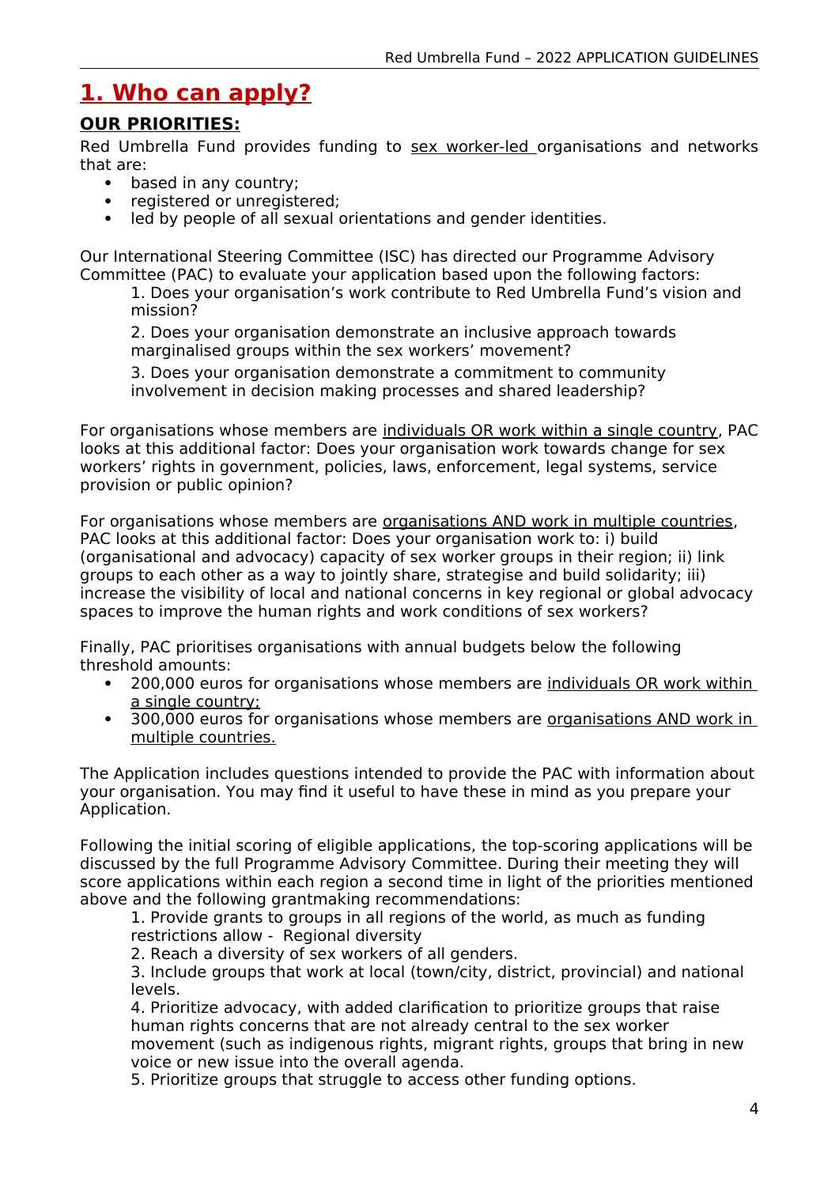# 1. Who can apply?

**OUR PRIORITIES:**

Red Umbrella Fund provides funding to sex worker-led organisations and networks that are:

- based in any country;
- registered or unregistered;
- led by people of all sexual orientations and gender identities.

Our International Steering Committee (ISC) has directed our Programme Advisory Committee (PAC) to evaluate your application based upon the following factors:

1. Does your organisation's work contribute to Red Umbrella Fund's vision and mission?
2. Does your organisation demonstrate an inclusive approach towards marginalised groups within the sex workers' movement?
3. Does your organisation demonstrate a commitment to community involvement in decision making processes and shared leadership?

For organisations whose members are individuals OR work within a single country, PAC looks at this additional factor: Does your organisation work towards change for sex workers' rights in government, policies, laws, enforcement, legal systems, service provision or public opinion?

For organisations whose members are organisations AND work in multiple countries, PAC looks at this additional factor: Does your organisation work to: i) build (organisational and advocacy) capacity of sex worker groups in their region; ii) link groups to each other as a way to jointly share, strategise and build solidarity; iii) increase the visibility of local and national concerns in key regional or global advocacy spaces to improve the human rights and work conditions of sex workers?

Finally, PAC prioritises organisations with annual budgets below the following threshold amounts:

- 200,000 euros for organisations whose members are individuals OR work within a single country;
- 300,000 euros for organisations whose members are organisations AND work in multiple countries.

The Application includes questions intended to provide the PAC with information about your organisation. You may find it useful to have these in mind as you prepare your Application.

Following the initial scoring of eligible applications, the top-scoring applications will be discussed by the full Programme Advisory Committee. During their meeting they will score applications within each region a second time in light of the priorities mentioned above and the following grantmaking recommendations:

1. Provide grants to groups in all regions of the world, as much as funding restrictions allow - Regional diversity
2. Reach a diversity of sex workers of all genders.
3. Include groups that work at local (town/city, district, provincial) and national levels.
4. Prioritize advocacy, with added clarification to prioritize groups that raise human rights concerns that are not already central to the sex worker movement (such as indigenous rights, migrant rights, groups that bring in new voice or new issue into the overall agenda.
5. Prioritize groups that struggle to access other funding options.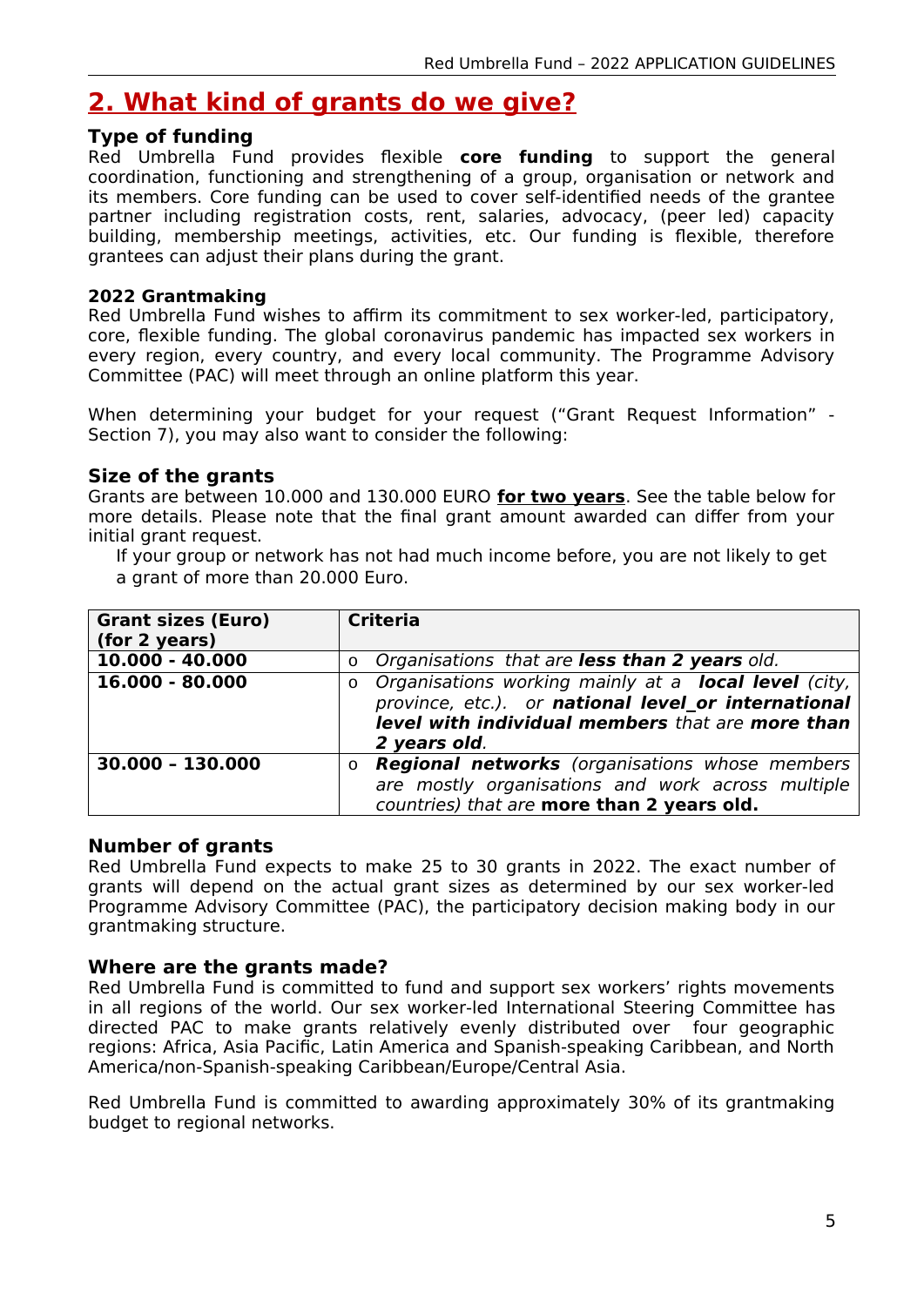## 2. What kind of grants do we give?

### Type of funding

Red Umbrella Fund provides flexible **core funding** to support the general coordination, functioning and strengthening of a group, organisation or network and its members. Core funding can be used to cover self-identified needs of the grantee partner including registration costs, rent, salaries, advocacy, (peer led) capacity building, membership meetings, activities, etc. Our funding is flexible, therefore grantees can adjust their plans during the grant.

**2022 Grantmaking**

Red Umbrella Fund wishes to affirm its commitment to sex worker-led, participatory, core, flexible funding. The global coronavirus pandemic has impacted sex workers in every region, every country, and every local community. The Programme Advisory Committee (PAC) will meet through an online platform this year.

When determining your budget for your request ("Grant Request Information" - Section 7), you may also want to consider the following:

### Size of the grants

Grants are between 10.000 and 130.000 EURO **for two years**. See the table below for more details. Please note that the final grant amount awarded can differ from your initial grant request.

If your group or network has not had much income before, you are not likely to get a grant of more than 20.000 Euro.

| Grant sizes (Euro) (for 2 years) | Criteria |
|---|---|
| **10.000 - 40.000** | o *Organisations that are **less than 2 years** old.* |
| **16.000 - 80.000** | o *Organisations working mainly at a **local level** (city, province, etc.). or **national level or international level with individual members** that are **more than 2 years old**.* |
| **30.000 – 130.000** | o ***Regional networks** (organisations whose members are mostly organisations and work across multiple countries) that are* **more than 2 years old.** |

### Number of grants

Red Umbrella Fund expects to make 25 to 30 grants in 2022. The exact number of grants will depend on the actual grant sizes as determined by our sex worker-led Programme Advisory Committee (PAC), the participatory decision making body in our grantmaking structure.

### Where are the grants made?

Red Umbrella Fund is committed to fund and support sex workers' rights movements in all regions of the world. Our sex worker-led International Steering Committee has directed PAC to make grants relatively evenly distributed over four geographic regions: Africa, Asia Pacific, Latin America and Spanish-speaking Caribbean, and North America/non-Spanish-speaking Caribbean/Europe/Central Asia.

Red Umbrella Fund is committed to awarding approximately 30% of its grantmaking budget to regional networks.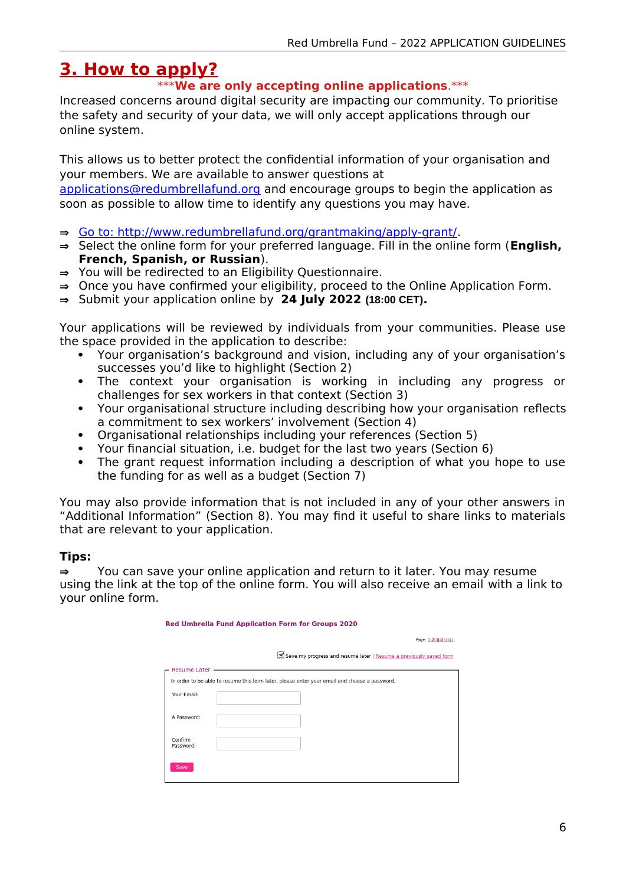# 3. How to apply?

***We are only accepting online applications.***

Increased concerns around digital security are impacting our community. To prioritise the safety and security of your data, we will only accept applications through our online system.

This allows us to better protect the confidential information of your organisation and your members. We are available to answer questions at applications@redumbrellafund.org and encourage groups to begin the application as soon as possible to allow time to identify any questions you may have.

- ⇒ Go to: http://www.redumbrellafund.org/grantmaking/apply-grant/.
- ⇒ Select the online form for your preferred language. Fill in the online form (**English, French, Spanish, or Russian**).
- ⇒ You will be redirected to an Eligibility Questionnaire.
- ⇒ Once you have confirmed your eligibility, proceed to the Online Application Form.
- ⇒ Submit your application online by **24 July 2022 (18:00 CET).**

Your applications will be reviewed by individuals from your communities. Please use the space provided in the application to describe:

- Your organisation's background and vision, including any of your organisation's successes you'd like to highlight (Section 2)
- The context your organisation is working in including any progress or challenges for sex workers in that context (Section 3)
- Your organisational structure including describing how your organisation reflects a commitment to sex workers' involvement (Section 4)
- Organisational relationships including your references (Section 5)
- Your financial situation, i.e. budget for the last two years (Section 6)
- The grant request information including a description of what you hope to use the funding for as well as a budget (Section 7)

You may also provide information that is not included in any of your other answers in "Additional Information" (Section 8). You may find it useful to share links to materials that are relevant to your application.

**Tips:**

⇒ You can save your online application and return to it later. You may resume using the link at the top of the online form. You will also receive an email with a link to your online form.

**Red Umbrella Fund Application Form for Groups 2020**

Page: 1|2|3|4|5|6|7

☑ Save my progress and resume later | Resume a previously saved form

Resume Later

In order to be able to resume this form later, please enter your email and choose a password.

Your Email:

A Password:

Confirm Password:

Save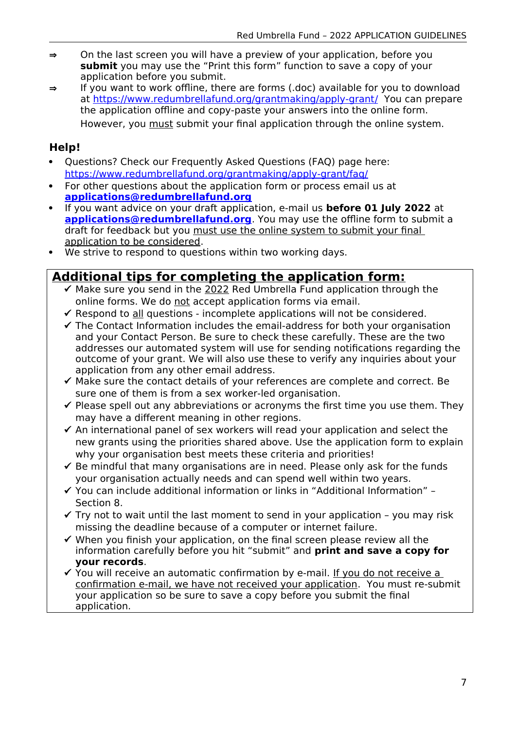- ⇒ On the last screen you will have a preview of your application, before you **submit** you may use the “Print this form” function to save a copy of your application before you submit.
- ⇒ If you want to work offline, there are forms (.doc) available for you to download at https://www.redumbrellafund.org/grantmaking/apply-grant/ You can prepare the application offline and copy-paste your answers into the online form. However, you <u>must</u> submit your final application through the online system.

**Help!**

- Questions? Check our Frequently Asked Questions (FAQ) page here: https://www.redumbrellafund.org/grantmaking/apply-grant/faq/
- For other questions about the application form or process email us at **applications@redumbrellafund.org**
- If you want advice on your draft application, e-mail us **before 01 July 2022** at **applications@redumbrellafund.org**. You may use the offline form to submit a draft for feedback but you <u>must use the online system to submit your final application to be considered</u>.
- We strive to respond to questions within two working days.

## Additional tips for completing the application form:

- ✓ Make sure you send in the <u>2022</u> Red Umbrella Fund application through the online forms. We do <u>not</u> accept application forms via email.
- ✓ Respond to <u>all</u> questions - incomplete applications will not be considered.
- ✓ The Contact Information includes the email-address for both your organisation and your Contact Person. Be sure to check these carefully. These are the two addresses our automated system will use for sending notifications regarding the outcome of your grant. We will also use these to verify any inquiries about your application from any other email address.
- ✓ Make sure the contact details of your references are complete and correct. Be sure one of them is from a sex worker-led organisation.
- ✓ Please spell out any abbreviations or acronyms the first time you use them. They may have a different meaning in other regions.
- ✓ An international panel of sex workers will read your application and select the new grants using the priorities shared above. Use the application form to explain why your organisation best meets these criteria and priorities!
- ✓ Be mindful that many organisations are in need. Please only ask for the funds your organisation actually needs and can spend well within two years.
- ✓ You can include additional information or links in “Additional Information” – Section 8.
- ✓ Try not to wait until the last moment to send in your application – you may risk missing the deadline because of a computer or internet failure.
- ✓ When you finish your application, on the final screen please review all the information carefully before you hit “submit” and **print and save a copy for your records**.
- ✓ You will receive an automatic confirmation by e-mail. <u>If you do not receive a confirmation e-mail, we have not received your application</u>. You must re-submit your application so be sure to save a copy before you submit the final application.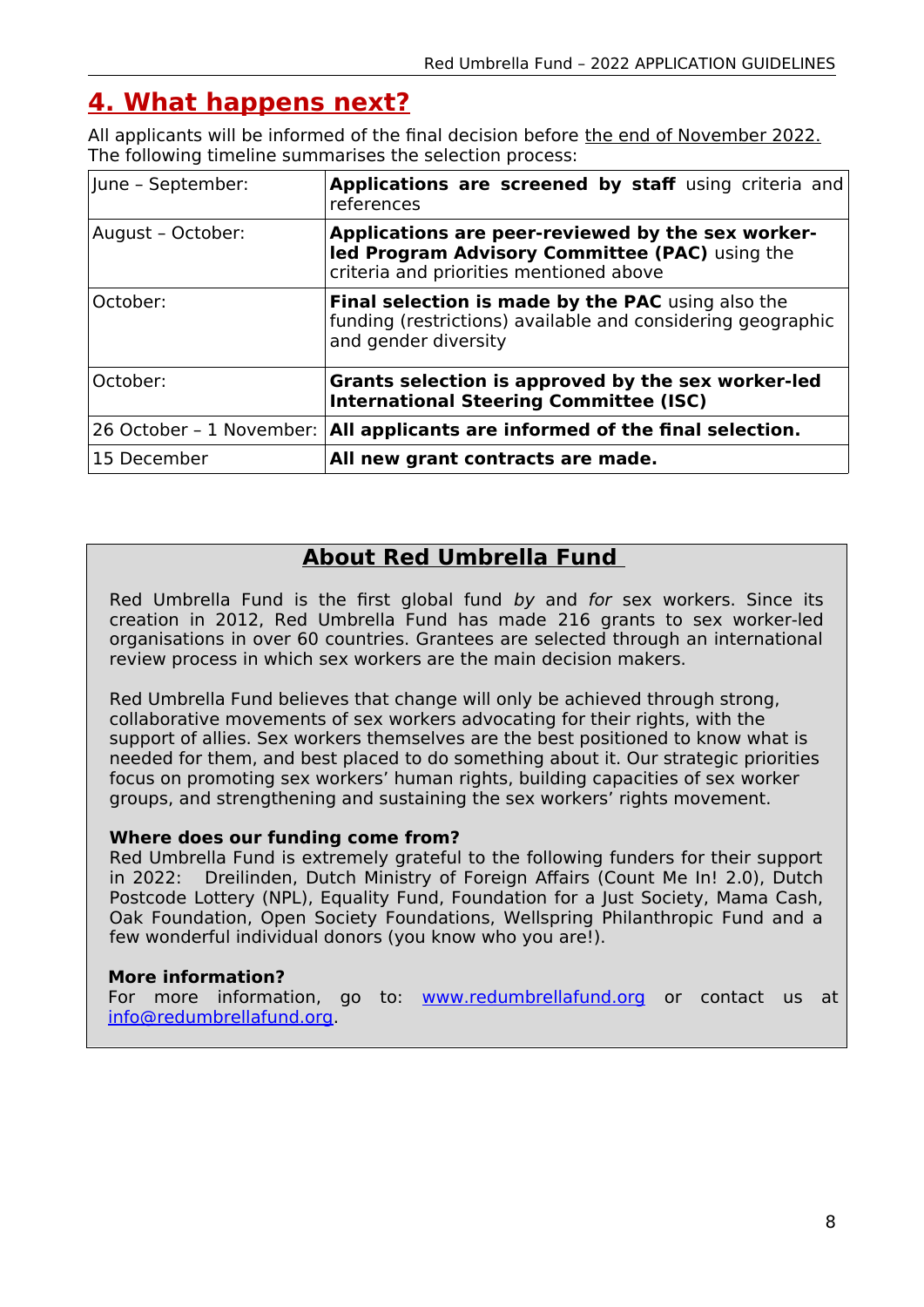## 4. What happens next?

All applicants will be informed of the final decision before the end of November 2022. The following timeline summarises the selection process:

| | |
|---|---|
| June – September: | **Applications are screened by staff** using criteria and references |
| August – October: | **Applications are peer-reviewed by the sex worker-led Program Advisory Committee (PAC)** using the criteria and priorities mentioned above |
| October: | **Final selection is made by the PAC** using also the funding (restrictions) available and considering geographic and gender diversity |
| October: | **Grants selection is approved by the sex worker-led International Steering Committee (ISC)** |
| 26 October – 1 November: | **All applicants are informed of the final selection.** |
| 15 December | **All new grant contracts are made.** |

## About Red Umbrella Fund

Red Umbrella Fund is the first global fund *by* and *for* sex workers. Since its creation in 2012, Red Umbrella Fund has made 216 grants to sex worker-led organisations in over 60 countries. Grantees are selected through an international review process in which sex workers are the main decision makers.

Red Umbrella Fund believes that change will only be achieved through strong, collaborative movements of sex workers advocating for their rights, with the support of allies. Sex workers themselves are the best positioned to know what is needed for them, and best placed to do something about it. Our strategic priorities focus on promoting sex workers' human rights, building capacities of sex worker groups, and strengthening and sustaining the sex workers' rights movement.

**Where does our funding come from?**
Red Umbrella Fund is extremely grateful to the following funders for their support in 2022: Dreilinden, Dutch Ministry of Foreign Affairs (Count Me In! 2.0), Dutch Postcode Lottery (NPL), Equality Fund, Foundation for a Just Society, Mama Cash, Oak Foundation, Open Society Foundations, Wellspring Philanthropic Fund and a few wonderful individual donors (you know who you are!).

**More information?**
For more information, go to: www.redumbrellafund.org or contact us at info@redumbrellafund.org.